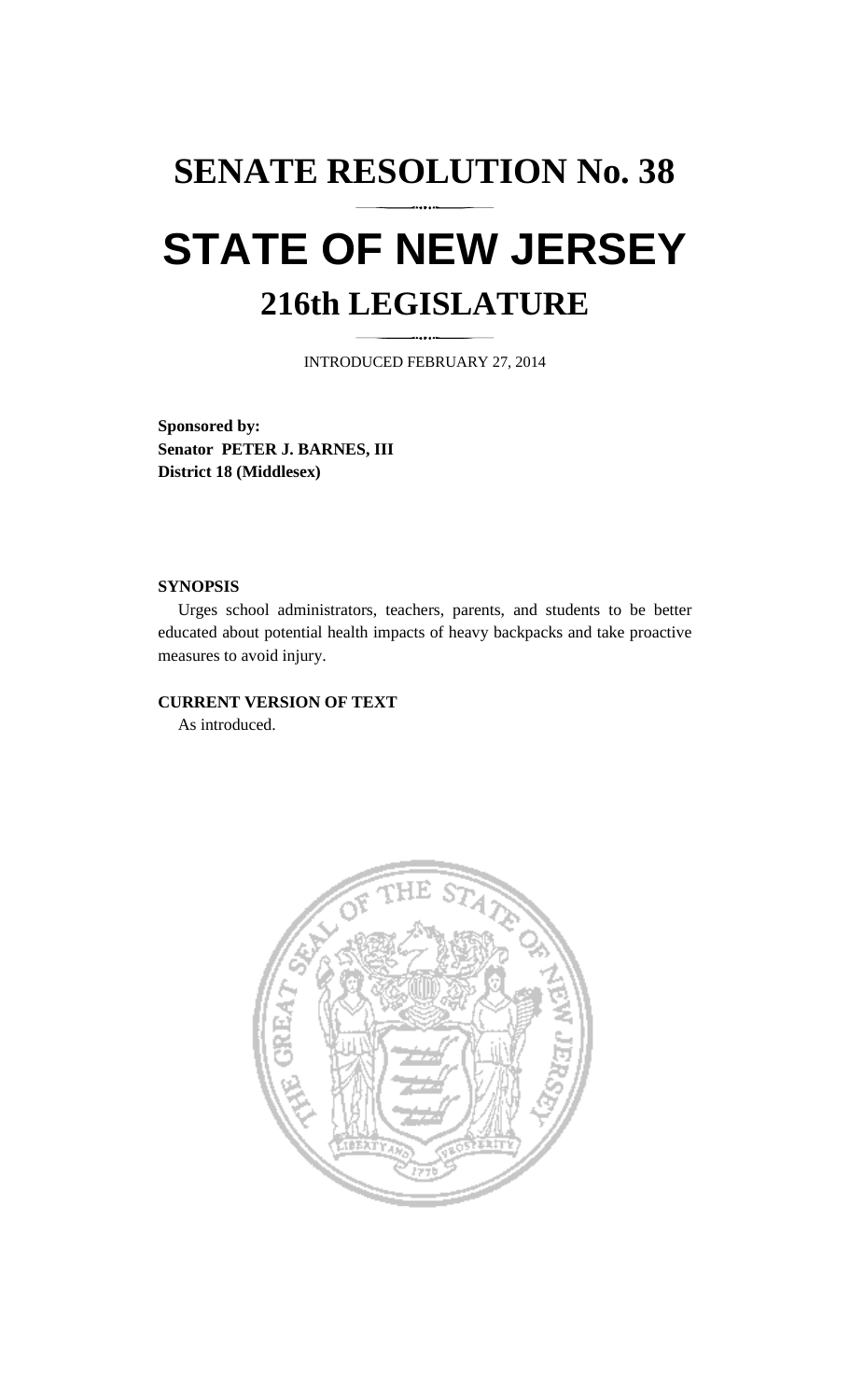# SENATE RESOLUTION No. 38

# STATE OF NEW JERSEY

## 216th LEGISLATURE

INTRODUCED FEBRUARY 27, 2014

**Sponsored by:**
**Senator PETER J. BARNES, III**
**District 18 (Middlesex)**

**SYNOPSIS**

Urges school administrators, teachers, parents, and students to be better educated about potential health impacts of heavy backpacks and take proactive measures to avoid injury.

**CURRENT VERSION OF TEXT**

As introduced.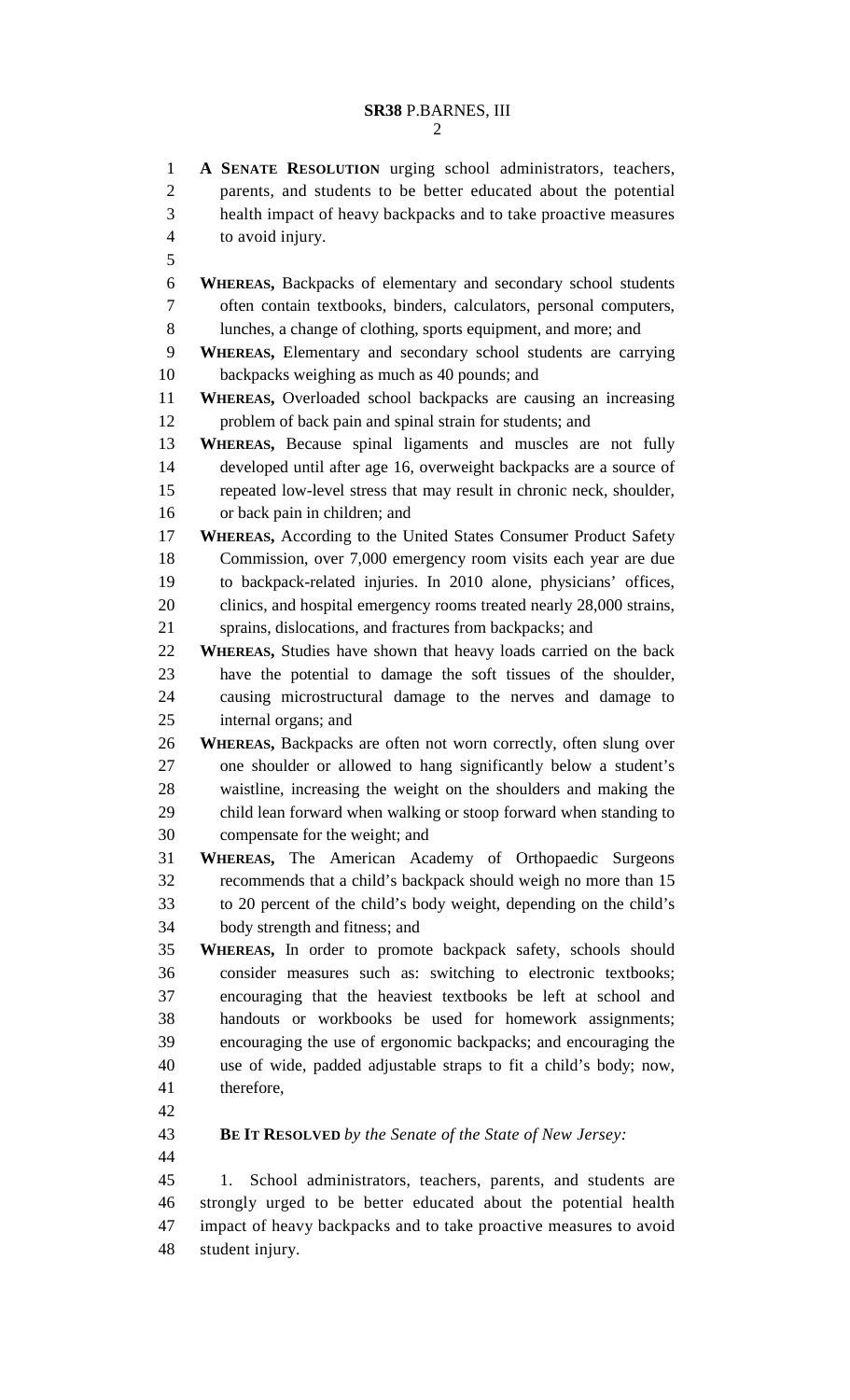**A SENATE RESOLUTION** urging school administrators, teachers, parents, and students to be better educated about the potential health impact of heavy backpacks and to take proactive measures to avoid injury.

**WHEREAS,** Backpacks of elementary and secondary school students often contain textbooks, binders, calculators, personal computers, lunches, a change of clothing, sports equipment, and more; and

**WHEREAS,** Elementary and secondary school students are carrying backpacks weighing as much as 40 pounds; and

**WHEREAS,** Overloaded school backpacks are causing an increasing problem of back pain and spinal strain for students; and

**WHEREAS,** Because spinal ligaments and muscles are not fully developed until after age 16, overweight backpacks are a source of repeated low-level stress that may result in chronic neck, shoulder, or back pain in children; and

**WHEREAS,** According to the United States Consumer Product Safety Commission, over 7,000 emergency room visits each year are due to backpack-related injuries. In 2010 alone, physicians' offices, clinics, and hospital emergency rooms treated nearly 28,000 strains, sprains, dislocations, and fractures from backpacks; and

**WHEREAS,** Studies have shown that heavy loads carried on the back have the potential to damage the soft tissues of the shoulder, causing microstructural damage to the nerves and damage to internal organs; and

**WHEREAS,** Backpacks are often not worn correctly, often slung over one shoulder or allowed to hang significantly below a student's waistline, increasing the weight on the shoulders and making the child lean forward when walking or stoop forward when standing to compensate for the weight; and

**WHEREAS,** The American Academy of Orthopaedic Surgeons recommends that a child's backpack should weigh no more than 15 to 20 percent of the child's body weight, depending on the child's body strength and fitness; and

**WHEREAS,** In order to promote backpack safety, schools should consider measures such as: switching to electronic textbooks; encouraging that the heaviest textbooks be left at school and handouts or workbooks be used for homework assignments; encouraging the use of ergonomic backpacks; and encouraging the use of wide, padded adjustable straps to fit a child's body; now, therefore,

**BE IT RESOLVED** *by the Senate of the State of New Jersey:*

1. School administrators, teachers, parents, and students are strongly urged to be better educated about the potential health impact of heavy backpacks and to take proactive measures to avoid student injury.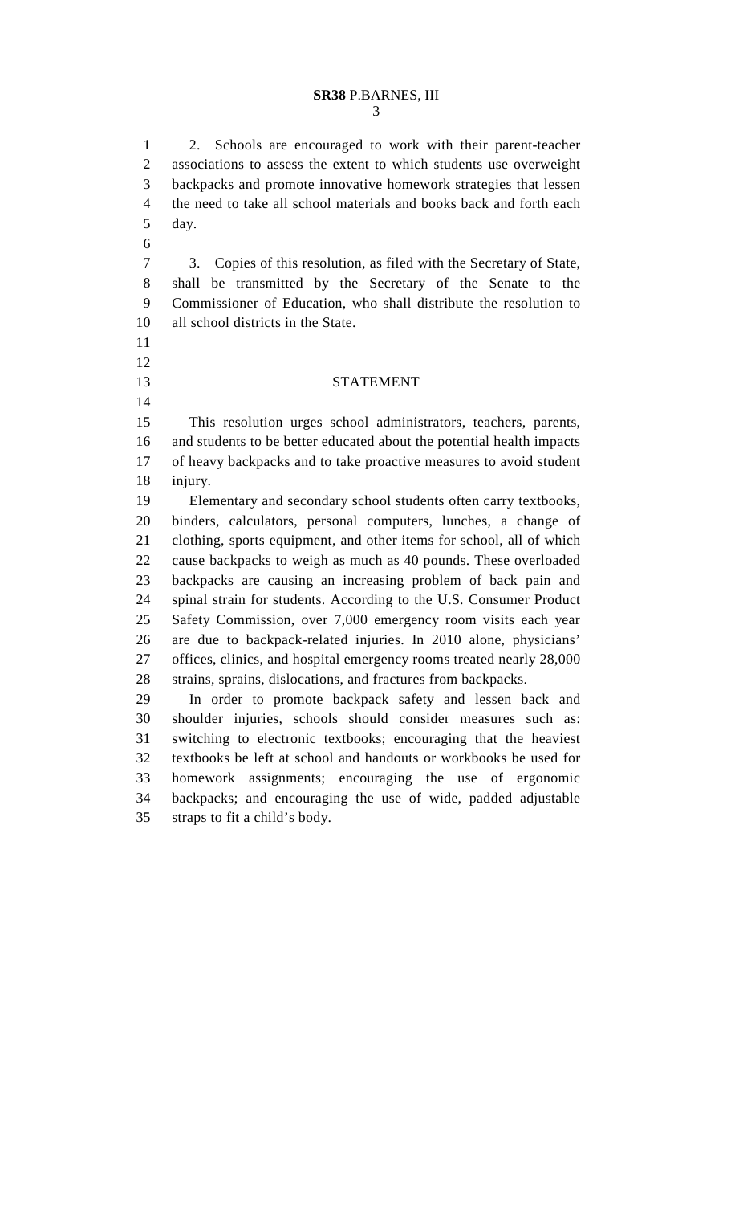2. Schools are encouraged to work with their parent-teacher associations to assess the extent to which students use overweight backpacks and promote innovative homework strategies that lessen the need to take all school materials and books back and forth each day.

3. Copies of this resolution, as filed with the Secretary of State, shall be transmitted by the Secretary of the Senate to the Commissioner of Education, who shall distribute the resolution to all school districts in the State.

## STATEMENT

This resolution urges school administrators, teachers, parents, and students to be better educated about the potential health impacts of heavy backpacks and to take proactive measures to avoid student injury.

Elementary and secondary school students often carry textbooks, binders, calculators, personal computers, lunches, a change of clothing, sports equipment, and other items for school, all of which cause backpacks to weigh as much as 40 pounds. These overloaded backpacks are causing an increasing problem of back pain and spinal strain for students. According to the U.S. Consumer Product Safety Commission, over 7,000 emergency room visits each year are due to backpack-related injuries. In 2010 alone, physicians' offices, clinics, and hospital emergency rooms treated nearly 28,000 strains, sprains, dislocations, and fractures from backpacks.

In order to promote backpack safety and lessen back and shoulder injuries, schools should consider measures such as: switching to electronic textbooks; encouraging that the heaviest textbooks be left at school and handouts or workbooks be used for homework assignments; encouraging the use of ergonomic backpacks; and encouraging the use of wide, padded adjustable straps to fit a child's body.